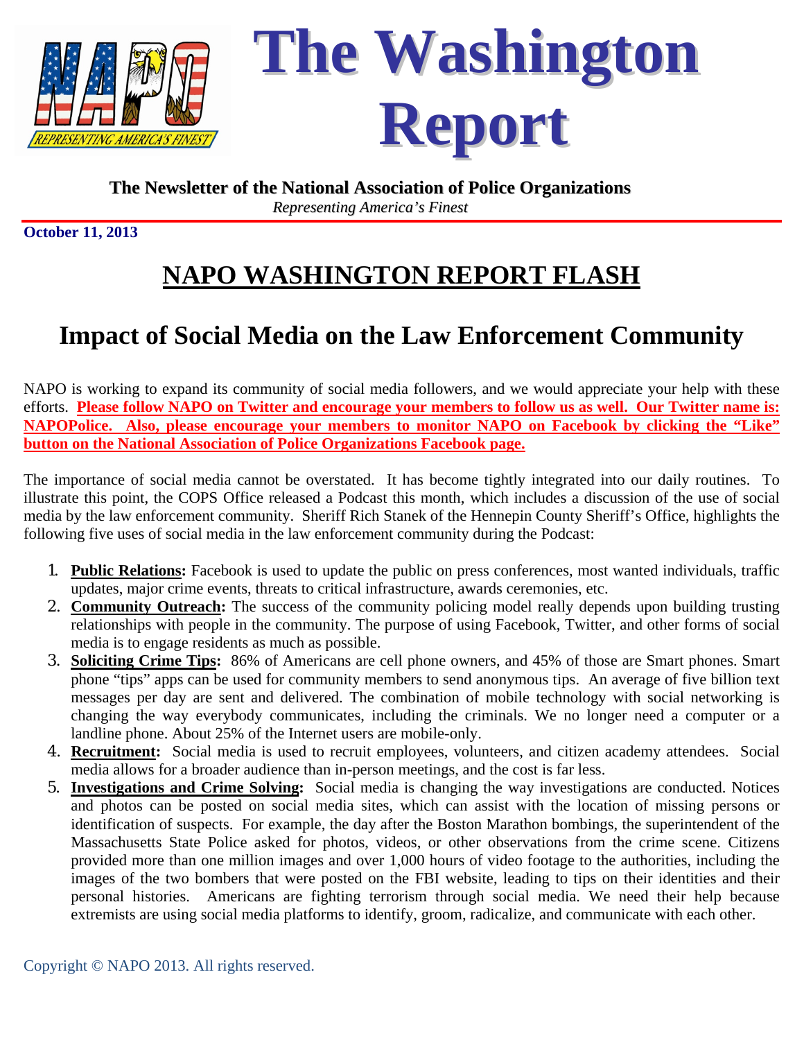# The Washington Report

**The Newsletter of the National Association of Police Organizations**

*Representing America's Finest*

**October 11, 2013**

## NAPO WASHINGTON REPORT FLASH

## Impact of Social Media on the Law Enforcement Community

NAPO is working to expand its community of social media followers, and we would appreciate your help with these efforts. **Please follow NAPO on Twitter and encourage your members to follow us as well. Our Twitter name is: NAPOPolice. Also, please encourage your members to monitor NAPO on Facebook by clicking the "Like" button on the National Association of Police Organizations Facebook page.**

The importance of social media cannot be overstated. It has become tightly integrated into our daily routines. To illustrate this point, the COPS Office released a Podcast this month, which includes a discussion of the use of social media by the law enforcement community. Sheriff Rich Stanek of the Hennepin County Sheriff's Office, highlights the following five uses of social media in the law enforcement community during the Podcast:

1. **Public Relations:** Facebook is used to update the public on press conferences, most wanted individuals, traffic updates, major crime events, threats to critical infrastructure, awards ceremonies, etc.
2. **Community Outreach:** The success of the community policing model really depends upon building trusting relationships with people in the community. The purpose of using Facebook, Twitter, and other forms of social media is to engage residents as much as possible.
3. **Soliciting Crime Tips:** 86% of Americans are cell phone owners, and 45% of those are Smart phones. Smart phone "tips" apps can be used for community members to send anonymous tips. An average of five billion text messages per day are sent and delivered. The combination of mobile technology with social networking is changing the way everybody communicates, including the criminals. We no longer need a computer or a landline phone. About 25% of the Internet users are mobile-only.
4. **Recruitment:** Social media is used to recruit employees, volunteers, and citizen academy attendees. Social media allows for a broader audience than in-person meetings, and the cost is far less.
5. **Investigations and Crime Solving:** Social media is changing the way investigations are conducted. Notices and photos can be posted on social media sites, which can assist with the location of missing persons or identification of suspects. For example, the day after the Boston Marathon bombings, the superintendent of the Massachusetts State Police asked for photos, videos, or other observations from the crime scene. Citizens provided more than one million images and over 1,000 hours of video footage to the authorities, including the images of the two bombers that were posted on the FBI website, leading to tips on their identities and their personal histories. Americans are fighting terrorism through social media. We need their help because extremists are using social media platforms to identify, groom, radicalize, and communicate with each other.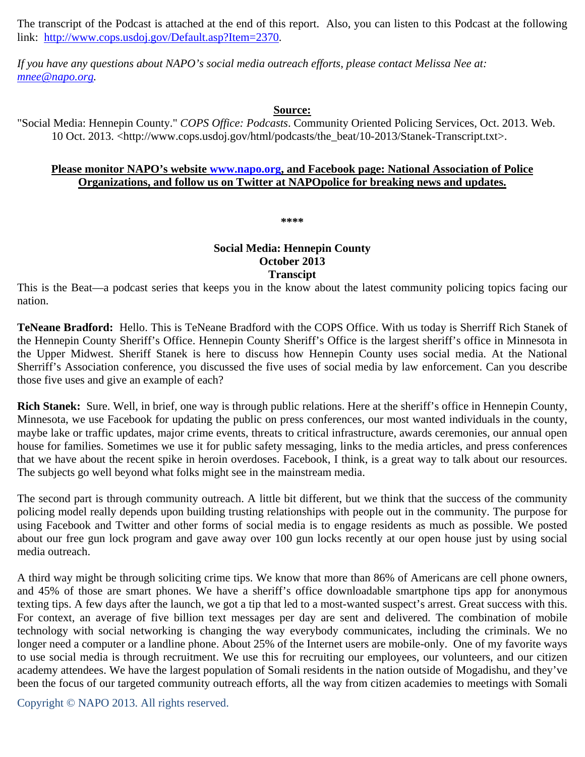The transcript of the Podcast is attached at the end of this report. Also, you can listen to this Podcast at the following link: [http://www.cops.usdoj.gov/Default.asp?Item=2370](http://www.cops.usdoj.gov/Default.asp?Item=2370).

*If you have any questions about NAPO's social media outreach efforts, please contact Melissa Nee at: [mnee@napo.org](mailto:mnee@napo.org).*

**Source:**

"Social Media: Hennepin County." *COPS Office: Podcasts*. Community Oriented Policing Services, Oct. 2013. Web. 10 Oct. 2013. <http://www.cops.usdoj.gov/html/podcasts/the_beat/10-2013/Stanek-Transcript.txt>.

**Please monitor NAPO's website [www.napo.org](http://www.napo.org), and Facebook page: National Association of Police Organizations, and follow us on Twitter at NAPOpolice for breaking news and updates.**

\*\*\*\*

**Social Media: Hennepin County**
**October 2013**
**Transcipt**

This is the Beat—a podcast series that keeps you in the know about the latest community policing topics facing our nation.

**TeNeane Bradford:** Hello. This is TeNeane Bradford with the COPS Office. With us today is Sherriff Rich Stanek of the Hennepin County Sheriff's Office. Hennepin County Sheriff's Office is the largest sheriff's office in Minnesota in the Upper Midwest. Sheriff Stanek is here to discuss how Hennepin County uses social media. At the National Sherriff's Association conference, you discussed the five uses of social media by law enforcement. Can you describe those five uses and give an example of each?

**Rich Stanek:** Sure. Well, in brief, one way is through public relations. Here at the sheriff's office in Hennepin County, Minnesota, we use Facebook for updating the public on press conferences, our most wanted individuals in the county, maybe lake or traffic updates, major crime events, threats to critical infrastructure, awards ceremonies, our annual open house for families. Sometimes we use it for public safety messaging, links to the media articles, and press conferences that we have about the recent spike in heroin overdoses. Facebook, I think, is a great way to talk about our resources. The subjects go well beyond what folks might see in the mainstream media.

The second part is through community outreach. A little bit different, but we think that the success of the community policing model really depends upon building trusting relationships with people out in the community. The purpose for using Facebook and Twitter and other forms of social media is to engage residents as much as possible. We posted about our free gun lock program and gave away over 100 gun locks recently at our open house just by using social media outreach.

A third way might be through soliciting crime tips. We know that more than 86% of Americans are cell phone owners, and 45% of those are smart phones. We have a sheriff's office downloadable smartphone tips app for anonymous texting tips. A few days after the launch, we got a tip that led to a most-wanted suspect's arrest. Great success with this. For context, an average of five billion text messages per day are sent and delivered. The combination of mobile technology with social networking is changing the way everybody communicates, including the criminals. We no longer need a computer or a landline phone. About 25% of the Internet users are mobile-only. One of my favorite ways to use social media is through recruitment. We use this for recruiting our employees, our volunteers, and our citizen academy attendees. We have the largest population of Somali residents in the nation outside of Mogadishu, and they've been the focus of our targeted community outreach efforts, all the way from citizen academies to meetings with Somali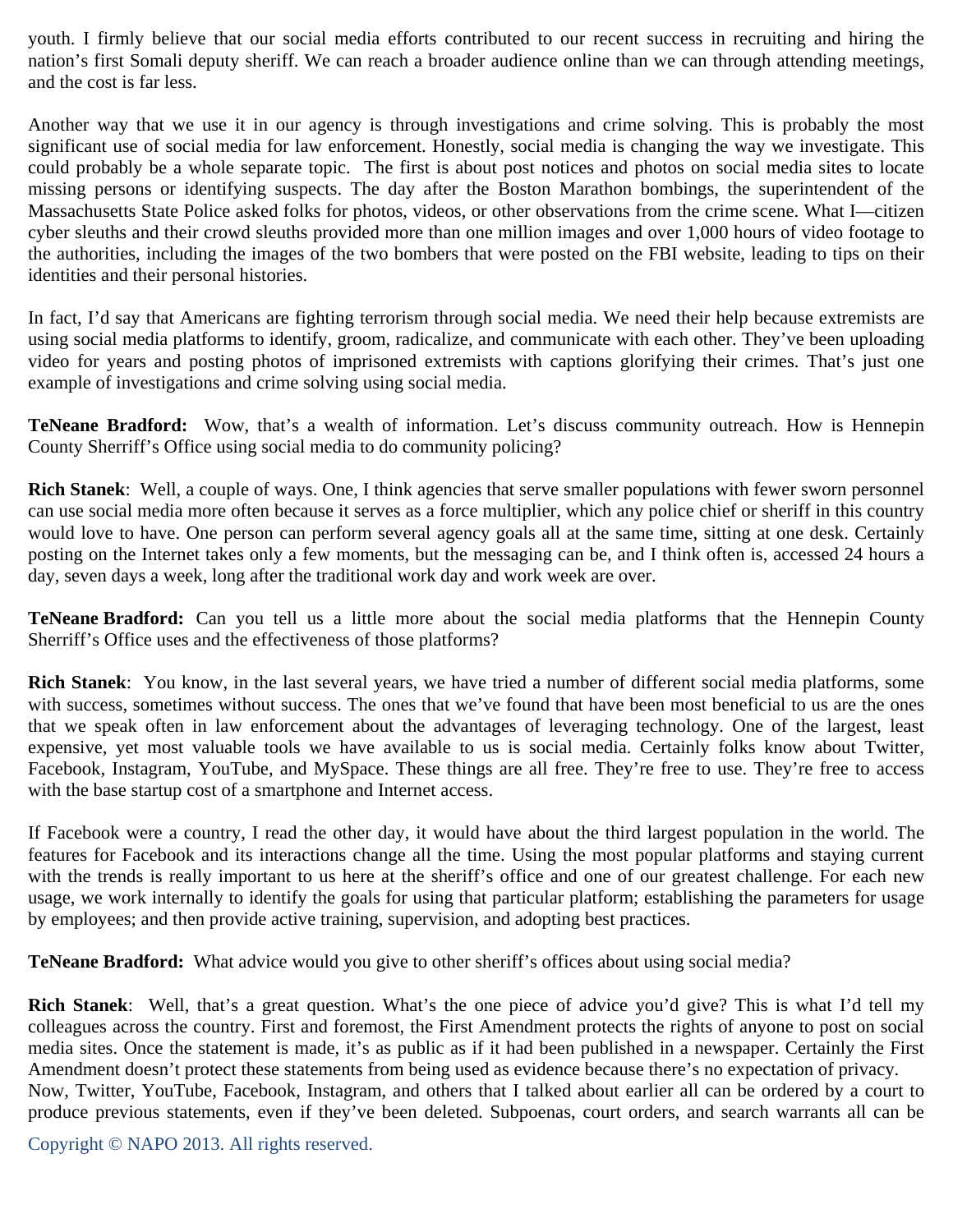youth. I firmly believe that our social media efforts contributed to our recent success in recruiting and hiring the nation's first Somali deputy sheriff. We can reach a broader audience online than we can through attending meetings, and the cost is far less.

Another way that we use it in our agency is through investigations and crime solving. This is probably the most significant use of social media for law enforcement. Honestly, social media is changing the way we investigate. This could probably be a whole separate topic. The first is about post notices and photos on social media sites to locate missing persons or identifying suspects. The day after the Boston Marathon bombings, the superintendent of the Massachusetts State Police asked folks for photos, videos, or other observations from the crime scene. What I—citizen cyber sleuths and their crowd sleuths provided more than one million images and over 1,000 hours of video footage to the authorities, including the images of the two bombers that were posted on the FBI website, leading to tips on their identities and their personal histories.

In fact, I'd say that Americans are fighting terrorism through social media. We need their help because extremists are using social media platforms to identify, groom, radicalize, and communicate with each other. They've been uploading video for years and posting photos of imprisoned extremists with captions glorifying their crimes. That's just one example of investigations and crime solving using social media.

**TeNeane Bradford:** Wow, that's a wealth of information. Let's discuss community outreach. How is Hennepin County Sherriff's Office using social media to do community policing?

**Rich Stanek**: Well, a couple of ways. One, I think agencies that serve smaller populations with fewer sworn personnel can use social media more often because it serves as a force multiplier, which any police chief or sheriff in this country would love to have. One person can perform several agency goals all at the same time, sitting at one desk. Certainly posting on the Internet takes only a few moments, but the messaging can be, and I think often is, accessed 24 hours a day, seven days a week, long after the traditional work day and work week are over.

**TeNeane Bradford:** Can you tell us a little more about the social media platforms that the Hennepin County Sherriff's Office uses and the effectiveness of those platforms?

**Rich Stanek**: You know, in the last several years, we have tried a number of different social media platforms, some with success, sometimes without success. The ones that we've found that have been most beneficial to us are the ones that we speak often in law enforcement about the advantages of leveraging technology. One of the largest, least expensive, yet most valuable tools we have available to us is social media. Certainly folks know about Twitter, Facebook, Instagram, YouTube, and MySpace. These things are all free. They're free to use. They're free to access with the base startup cost of a smartphone and Internet access.

If Facebook were a country, I read the other day, it would have about the third largest population in the world. The features for Facebook and its interactions change all the time. Using the most popular platforms and staying current with the trends is really important to us here at the sheriff's office and one of our greatest challenge. For each new usage, we work internally to identify the goals for using that particular platform; establishing the parameters for usage by employees; and then provide active training, supervision, and adopting best practices.

**TeNeane Bradford:** What advice would you give to other sheriff's offices about using social media?

**Rich Stanek**: Well, that's a great question. What's the one piece of advice you'd give? This is what I'd tell my colleagues across the country. First and foremost, the First Amendment protects the rights of anyone to post on social media sites. Once the statement is made, it's as public as if it had been published in a newspaper. Certainly the First Amendment doesn't protect these statements from being used as evidence because there's no expectation of privacy.
Now, Twitter, YouTube, Facebook, Instagram, and others that I talked about earlier all can be ordered by a court to produce previous statements, even if they've been deleted. Subpoenas, court orders, and search warrants all can be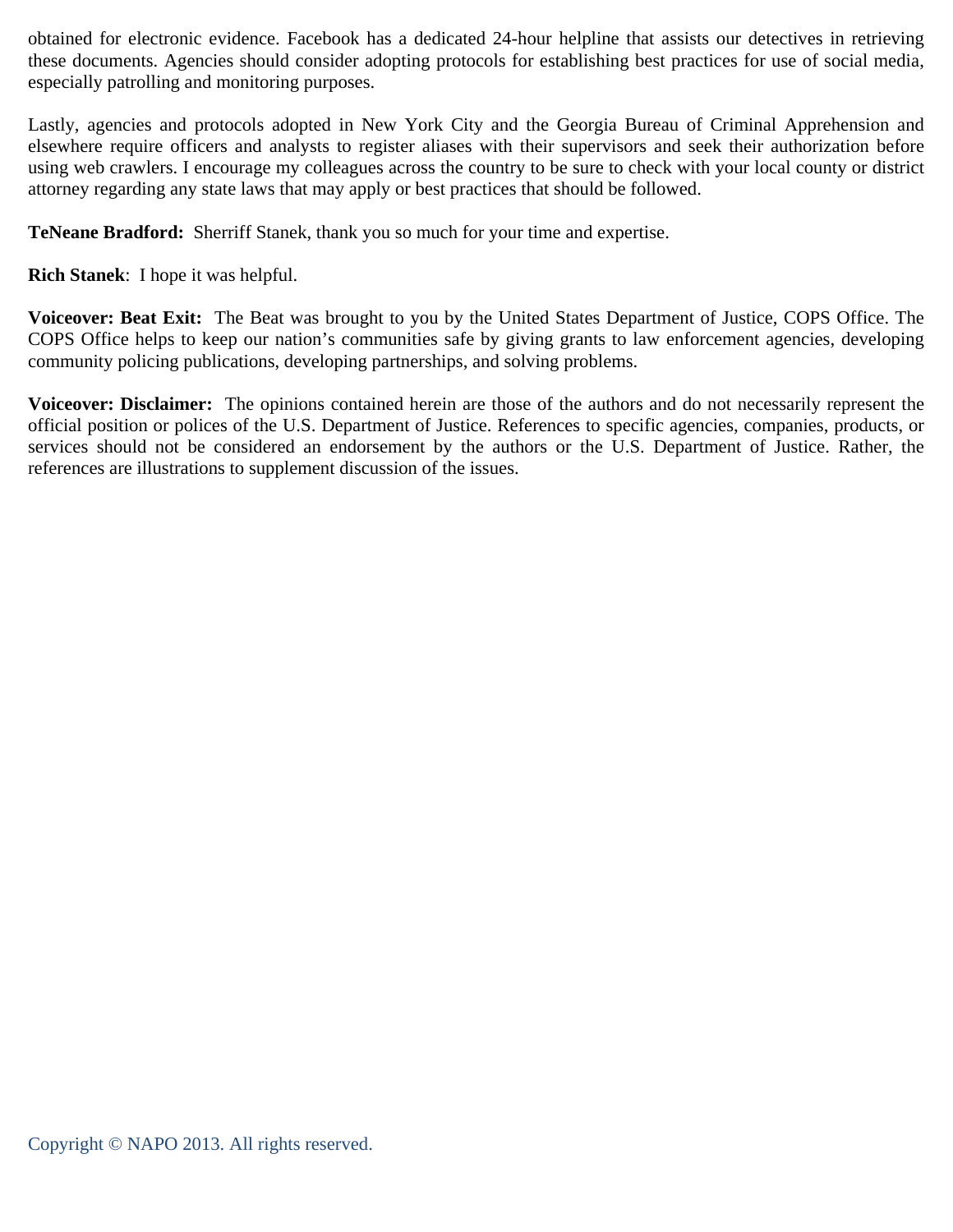obtained for electronic evidence. Facebook has a dedicated 24-hour helpline that assists our detectives in retrieving these documents. Agencies should consider adopting protocols for establishing best practices for use of social media, especially patrolling and monitoring purposes.

Lastly, agencies and protocols adopted in New York City and the Georgia Bureau of Criminal Apprehension and elsewhere require officers and analysts to register aliases with their supervisors and seek their authorization before using web crawlers. I encourage my colleagues across the country to be sure to check with your local county or district attorney regarding any state laws that may apply or best practices that should be followed.

**TeNeane Bradford:** Sherriff Stanek, thank you so much for your time and expertise.

**Rich Stanek**: I hope it was helpful.

**Voiceover: Beat Exit:** The Beat was brought to you by the United States Department of Justice, COPS Office. The COPS Office helps to keep our nation's communities safe by giving grants to law enforcement agencies, developing community policing publications, developing partnerships, and solving problems.

**Voiceover: Disclaimer:** The opinions contained herein are those of the authors and do not necessarily represent the official position or polices of the U.S. Department of Justice. References to specific agencies, companies, products, or services should not be considered an endorsement by the authors or the U.S. Department of Justice. Rather, the references are illustrations to supplement discussion of the issues.

Copyright © NAPO 2013. All rights reserved.